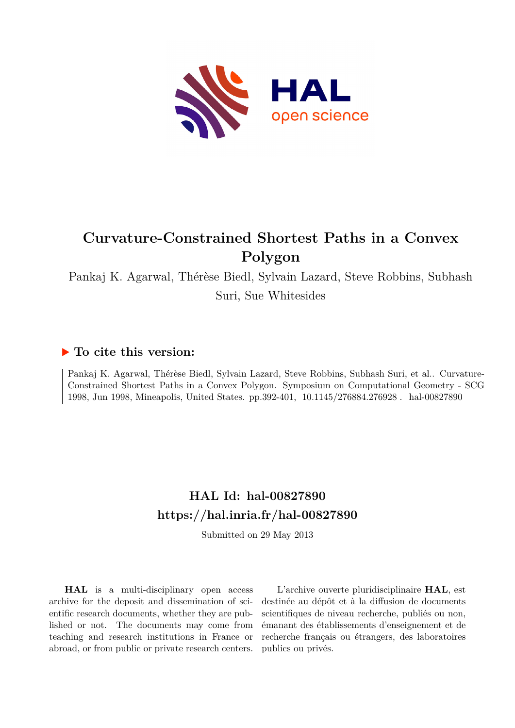# Curvature-Constrained Shortest Paths in a Convex Polygon

Pankaj K. Agarwal, Thérèse Biedl, Sylvain Lazard, Steve Robbins, Subhash Suri, Sue Whitesides

## ▶ To cite this version:

Pankaj K. Agarwal, Thérèse Biedl, Sylvain Lazard, Steve Robbins, Subhash Suri, et al.. Curvature-Constrained Shortest Paths in a Convex Polygon. Symposium on Computational Geometry - SCG 1998, Jun 1998, Mineapolis, United States. pp.392-401, 10.1145/276884.276928 . hal-00827890

## HAL Id: hal-00827890
## https://hal.inria.fr/hal-00827890

Submitted on 29 May 2013

**HAL** is a multi-disciplinary open access archive for the deposit and dissemination of scientific research documents, whether they are published or not. The documents may come from teaching and research institutions in France or abroad, or from public or private research centers.

L'archive ouverte pluridisciplinaire **HAL**, est destinée au dépôt et à la diffusion de documents scientifiques de niveau recherche, publiés ou non, émanant des établissements d'enseignement et de recherche français ou étrangers, des laboratoires publics ou privés.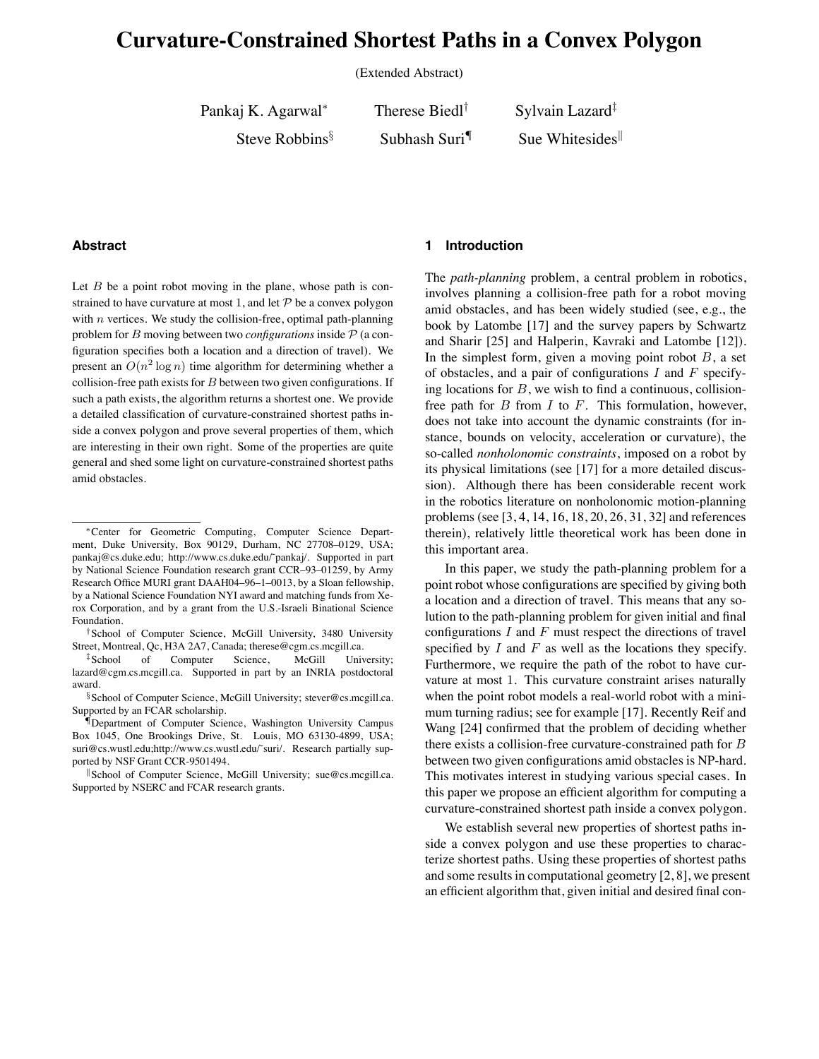# Curvature-Constrained Shortest Paths in a Convex Polygon

(Extended Abstract)

Pankaj K. Agarwal[*] Therese Biedl[†] Sylvain Lazard[‡]
Steve Robbins[§] Subhash Suri[¶] Sue Whitesides[‖]

### Abstract

Let $B$ be a point robot moving in the plane, whose path is constrained to have curvature at most 1, and let $\mathcal{P}$ be a convex polygon with $n$ vertices. We study the collision-free, optimal path-planning problem for $B$ moving between two *configurations* inside $\mathcal{P}$ (a configuration specifies both a location and a direction of travel). We present an $O(n^2 \log n)$ time algorithm for determining whether a collision-free path exists for $B$ between two given configurations. If such a path exists, the algorithm returns a shortest one. We provide a detailed classification of curvature-constrained shortest paths inside a convex polygon and prove several properties of them, which are interesting in their own right. Some of the properties are quite general and shed some light on curvature-constrained shortest paths amid obstacles.

[*] Center for Geometric Computing, Computer Science Department, Duke University, Box 90129, Durham, NC 27708–0129, USA; pankaj@cs.duke.edu; http://www.cs.duke.edu/~pankaj/. Supported in part by National Science Foundation research grant CCR–93–01259, by Army Research Office MURI grant DAAH04–96–1–0013, by a Sloan fellowship, by a National Science Foundation NYI award and matching funds from Xerox Corporation, and by a grant from the U.S.-Israeli Binational Science Foundation.

[†] School of Computer Science, McGill University, 3480 University Street, Montreal, Qc, H3A 2A7, Canada; therese@cgm.cs.mcgill.ca.

[‡] School of Computer Science, McGill University; lazard@cgm.cs.mcgill.ca. Supported in part by an INRIA postdoctoral award.

[§] School of Computer Science, McGill University; stever@cs.mcgill.ca. Supported by an FCAR scholarship.

[¶] Department of Computer Science, Washington University Campus Box 1045, One Brookings Drive, St. Louis, MO 63130-4899, USA; suri@cs.wustl.edu;http://www.cs.wustl.edu/~suri/. Research partially supported by NSF Grant CCR-9501494.

[‖] School of Computer Science, McGill University; sue@cs.mcgill.ca. Supported by NSERC and FCAR research grants.

## 1 Introduction

The *path-planning* problem, a central problem in robotics, involves planning a collision-free path for a robot moving amid obstacles, and has been widely studied (see, e.g., the book by Latombe [17] and the survey papers by Schwartz and Sharir [25] and Halperin, Kavraki and Latombe [12]). In the simplest form, given a moving point robot $B$, a set of obstacles, and a pair of configurations $I$ and $F$ specifying locations for $B$, we wish to find a continuous, collision-free path for $B$ from $I$ to $F$. This formulation, however, does not take into account the dynamic constraints (for instance, bounds on velocity, acceleration or curvature), the so-called *nonholonomic constraints*, imposed on a robot by its physical limitations (see [17] for a more detailed discussion). Although there has been considerable recent work in the robotics literature on nonholonomic motion-planning problems (see [3, 4, 14, 16, 18, 20, 26, 31, 32] and references therein), relatively little theoretical work has been done in this important area.

In this paper, we study the path-planning problem for a point robot whose configurations are specified by giving both a location and a direction of travel. This means that any solution to the path-planning problem for given initial and final configurations $I$ and $F$ must respect the directions of travel specified by $I$ and $F$ as well as the locations they specify. Furthermore, we require the path of the robot to have curvature at most 1. This curvature constraint arises naturally when the point robot models a real-world robot with a minimum turning radius; see for example [17]. Recently Reif and Wang [24] confirmed that the problem of deciding whether there exists a collision-free curvature-constrained path for $B$ between two given configurations amid obstacles is NP-hard. This motivates interest in studying various special cases. In this paper we propose an efficient algorithm for computing a curvature-constrained shortest path inside a convex polygon.

We establish several new properties of shortest paths inside a convex polygon and use these properties to characterize shortest paths. Using these properties of shortest paths and some results in computational geometry [2, 8], we present an efficient algorithm that, given initial and desired final con-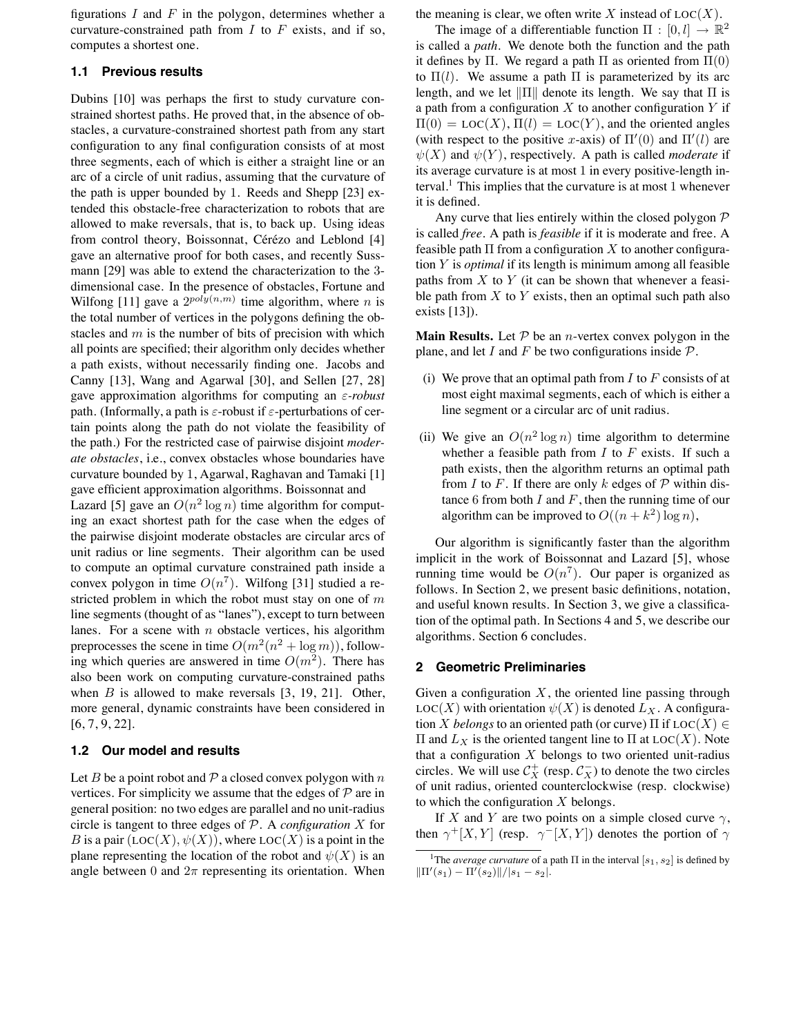figurations $I$ and $F$ in the polygon, determines whether a curvature-constrained path from $I$ to $F$ exists, and if so, computes a shortest one.

### 1.1 Previous results

Dubins [10] was perhaps the first to study curvature constrained shortest paths. He proved that, in the absence of obstacles, a curvature-constrained shortest path from any start configuration to any final configuration consists of at most three segments, each of which is either a straight line or an arc of a circle of unit radius, assuming that the curvature of the path is upper bounded by 1. Reeds and Shepp [23] extended this obstacle-free characterization to robots that are allowed to make reversals, that is, to back up. Using ideas from control theory, Boissonnat, Cérézo and Leblond [4] gave an alternative proof for both cases, and recently Sussmann [29] was able to extend the characterization to the 3-dimensional case. In the presence of obstacles, Fortune and Wilfong [11] gave a $2^{poly(n,m)}$ time algorithm, where $n$ is the total number of vertices in the polygons defining the obstacles and $m$ is the number of bits of precision with which all points are specified; their algorithm only decides whether a path exists, without necessarily finding one. Jacobs and Canny [13], Wang and Agarwal [30], and Sellen [27, 28] gave approximation algorithms for computing an $\varepsilon$-*robust* path. (Informally, a path is $\varepsilon$-robust if $\varepsilon$-perturbations of certain points along the path do not violate the feasibility of the path.) For the restricted case of pairwise disjoint *moderate obstacles*, i.e., convex obstacles whose boundaries have curvature bounded by 1, Agarwal, Raghavan and Tamaki [1] gave efficient approximation algorithms. Boissonnat and Lazard [5] gave an $O(n^2 \log n)$ time algorithm for computing an exact shortest path for the case when the edges of the pairwise disjoint moderate obstacles are circular arcs of unit radius or line segments. Their algorithm can be used to compute an optimal curvature constrained path inside a convex polygon in time $O(n^7)$. Wilfong [31] studied a restricted problem in which the robot must stay on one of $m$ line segments (thought of as "lanes"), except to turn between lanes. For a scene with $n$ obstacle vertices, his algorithm preprocesses the scene in time $O(m^2(n^2 + \log m))$, following which queries are answered in time $O(m^2)$. There has also been work on computing curvature-constrained paths when $B$ is allowed to make reversals [3, 19, 21]. Other, more general, dynamic constraints have been considered in [6, 7, 9, 22].

### 1.2 Our model and results

Let $B$ be a point robot and $\mathcal{P}$ a closed convex polygon with $n$ vertices. For simplicity we assume that the edges of $\mathcal{P}$ are in general position: no two edges are parallel and no unit-radius circle is tangent to three edges of $\mathcal{P}$. A *configuration* $X$ for $B$ is a pair $(\text{LOC}(X), \psi(X))$, where $\text{LOC}(X)$ is a point in the plane representing the location of the robot and $\psi(X)$ is an angle between 0 and $2\pi$ representing its orientation. When the meaning is clear, we often write $X$ instead of $\text{LOC}(X)$.

The image of a differentiable function $\Pi : [0, l] \to \mathbb{R}^2$ is called a *path*. We denote both the function and the path it defines by $\Pi$. We regard a path $\Pi$ as oriented from $\Pi(0)$ to $\Pi(l)$. We assume a path $\Pi$ is parameterized by its arc length, and we let $\|\Pi\|$ denote its length. We say that $\Pi$ is a path from a configuration $X$ to another configuration $Y$ if $\Pi(0) = \text{LOC}(X)$, $\Pi(l) = \text{LOC}(Y)$, and the oriented angles (with respect to the positive $x$-axis) of $\Pi'(0)$ and $\Pi'(l)$ are $\psi(X)$ and $\psi(Y)$, respectively. A path is called *moderate* if its average curvature is at most 1 in every positive-length interval.[1] This implies that the curvature is at most 1 whenever it is defined.

Any curve that lies entirely within the closed polygon $\mathcal{P}$ is called *free*. A path is *feasible* if it is moderate and free. A feasible path $\Pi$ from a configuration $X$ to another configuration $Y$ is *optimal* if its length is minimum among all feasible paths from $X$ to $Y$ (it can be shown that whenever a feasible path from $X$ to $Y$ exists, then an optimal such path also exists [13]).

**Main Results.** Let $\mathcal{P}$ be an $n$-vertex convex polygon in the plane, and let $I$ and $F$ be two configurations inside $\mathcal{P}$.

(i) We prove that an optimal path from $I$ to $F$ consists of at most eight maximal segments, each of which is either a line segment or a circular arc of unit radius.

(ii) We give an $O(n^2 \log n)$ time algorithm to determine whether a feasible path from $I$ to $F$ exists. If such a path exists, then the algorithm returns an optimal path from $I$ to $F$. If there are only $k$ edges of $\mathcal{P}$ within distance 6 from both $I$ and $F$, then the running time of our algorithm can be improved to $O((n + k^2) \log n)$,

Our algorithm is significantly faster than the algorithm implicit in the work of Boissonnat and Lazard [5], whose running time would be $O(n^7)$. Our paper is organized as follows. In Section 2, we present basic definitions, notation, and useful known results. In Section 3, we give a classification of the optimal path. In Sections 4 and 5, we describe our algorithms. Section 6 concludes.

## 2 Geometric Preliminaries

Given a configuration $X$, the oriented line passing through $\text{LOC}(X)$ with orientation $\psi(X)$ is denoted $L_X$. A configuration $X$ *belongs* to an oriented path (or curve) $\Pi$ if $\text{LOC}(X) \in \Pi$ and $L_X$ is the oriented tangent line to $\Pi$ at $\text{LOC}(X)$. Note that a configuration $X$ belongs to two oriented unit-radius circles. We will use $\mathcal{C}_X^+$ (resp. $\mathcal{C}_X^-$) to denote the two circles of unit radius, oriented counterclockwise (resp. clockwise) to which the configuration $X$ belongs.

If $X$ and $Y$ are two points on a simple closed curve $\gamma$, then $\gamma^+[X, Y]$ (resp. $\gamma^-[X, Y]$) denotes the portion of $\gamma$

[1] The *average curvature* of a path $\Pi$ in the interval $[s_1, s_2]$ is defined by $\|\Pi'(s_1) - \Pi'(s_2)\|/|s_1 - s_2|$.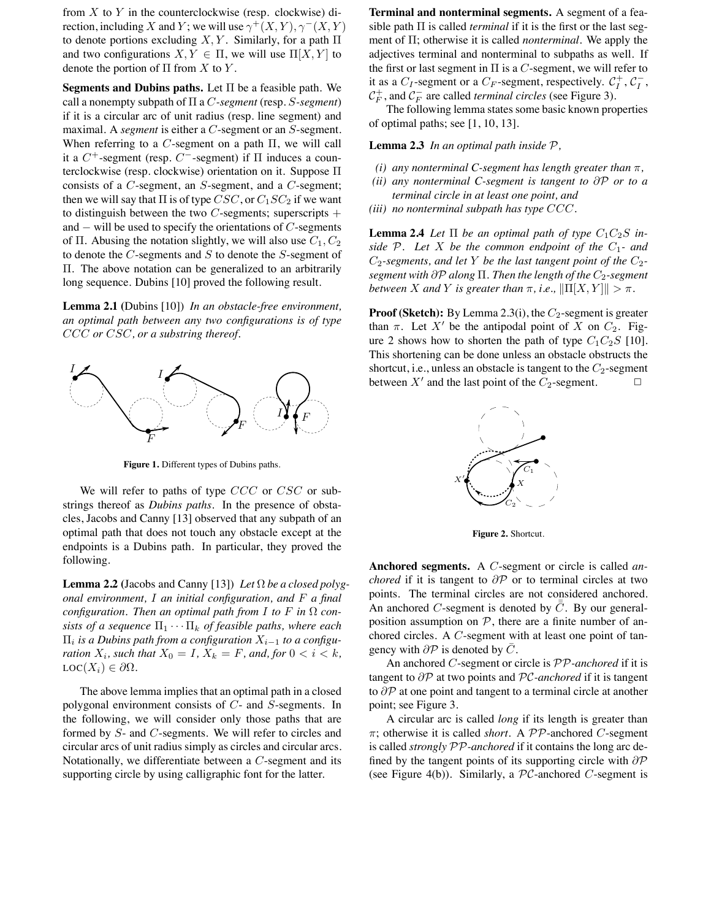from $X$ to $Y$ in the counterclockwise (resp. clockwise) direction, including $X$ and $Y$; we will use $\gamma^+(X,Y), \gamma^-(X,Y)$ to denote portions excluding $X, Y$. Similarly, for a path $\Pi$ and two configurations $X, Y \in \Pi$, we will use $\Pi[X,Y]$ to denote the portion of $\Pi$ from $X$ to $Y$.

**Segments and Dubins paths.** Let $\Pi$ be a feasible path. We call a nonempty subpath of $\Pi$ a *$C$-segment* (resp. *$S$-segment*) if it is a circular arc of unit radius (resp. line segment) and maximal. A *segment* is either a $C$-segment or an $S$-segment. When referring to a $C$-segment on a path $\Pi$, we will call it a $C^+$-segment (resp. $C^-$-segment) if $\Pi$ induces a counterclockwise (resp. clockwise) orientation on it. Suppose $\Pi$ consists of a $C$-segment, an $S$-segment, and a $C$-segment; then we will say that $\Pi$ is of type $CSC$, or $C_1SC_2$ if we want to distinguish between the two $C$-segments; superscripts $+$ and $-$ will be used to specify the orientations of $C$-segments of $\Pi$. Abusing the notation slightly, we will also use $C_1, C_2$ to denote the $C$-segments and $S$ to denote the $S$-segment of $\Pi$. The above notation can be generalized to an arbitrarily long sequence. Dubins [10] proved the following result.

**Lemma 2.1** (Dubins [10]) *In an obstacle-free environment, an optimal path between any two configurations is of type $CCC$ or $CSC$, or a substring thereof.*

**Figure 1.** Different types of Dubins paths.

We will refer to paths of type $CCC$ or $CSC$ or substrings thereof as *Dubins paths*. In the presence of obstacles, Jacobs and Canny [13] observed that any subpath of an optimal path that does not touch any obstacle except at the endpoints is a Dubins path. In particular, they proved the following.

**Lemma 2.2** (Jacobs and Canny [13]) *Let $\Omega$ be a closed polygonal environment, $I$ an initial configuration, and $F$ a final configuration. Then an optimal path from $I$ to $F$ in $\Omega$ consists of a sequence $\Pi_1 \cdots \Pi_k$ of feasible paths, where each $\Pi_i$ is a Dubins path from a configuration $X_{i-1}$ to a configuration $X_i$, such that $X_0 = I$, $X_k = F$, and, for $0 < i < k$, $\mathrm{LOC}(X_i) \in \partial\Omega$.*

The above lemma implies that an optimal path in a closed polygonal environment consists of $C$- and $S$-segments. In the following, we will consider only those paths that are formed by $S$- and $C$-segments. We will refer to circles and circular arcs of unit radius simply as circles and circular arcs. Notationally, we differentiate between a $C$-segment and its supporting circle by using calligraphic font for the latter.

**Terminal and nonterminal segments.** A segment of a feasible path $\Pi$ is called *terminal* if it is the first or the last segment of $\Pi$; otherwise it is called *nonterminal*. We apply the adjectives terminal and nonterminal to subpaths as well. If the first or last segment in $\Pi$ is a $C$-segment, we will refer to it as a $C_I$-segment or a $C_F$-segment, respectively. $\mathcal{C}_I^+, \mathcal{C}_I^-$, $\mathcal{C}_F^+$, and $\mathcal{C}_F^-$ are called *terminal circles* (see Figure 3).

The following lemma states some basic known properties of optimal paths; see [1, 10, 13].

**Lemma 2.3** *In an optimal path inside $\mathcal{P}$,*

*(i) any nonterminal C-segment has length greater than $\pi$,*
*(ii) any nonterminal C-segment is tangent to $\partial\mathcal{P}$ or to a terminal circle in at least one point, and*
*(iii) no nonterminal subpath has type $CCC$.*

**Lemma 2.4** *Let $\Pi$ be an optimal path of type $C_1C_2S$ inside $\mathcal{P}$. Let $X$ be the common endpoint of the $C_1$- and $C_2$-segments, and let $Y$ be the last tangent point of the $C_2$-segment with $\partial\mathcal{P}$ along $\Pi$. Then the length of the $C_2$-segment between $X$ and $Y$ is greater than $\pi$, i.e., $\|\Pi[X,Y]\| > \pi$.*

**Proof (Sketch):** By Lemma 2.3(i), the $C_2$-segment is greater than $\pi$. Let $X'$ be the antipodal point of $X$ on $C_2$. Figure 2 shows how to shorten the path of type $C_1C_2S$ [10]. This shortening can be done unless an obstacle obstructs the shortcut, i.e., unless an obstacle is tangent to the $C_2$-segment between $X'$ and the last point of the $C_2$-segment. $\square$

**Figure 2.** Shortcut.

**Anchored segments.** A $C$-segment or circle is called *anchored* if it is tangent to $\partial\mathcal{P}$ or to terminal circles at two points. The terminal circles are not considered anchored. An anchored $C$-segment is denoted by $\bar{\bar{C}}$. By our general-position assumption on $\mathcal{P}$, there are a finite number of anchored circles. A $C$-segment with at least one point of tangency with $\partial\mathcal{P}$ is denoted by $\bar{C}$.

An anchored $C$-segment or circle is $\mathcal{PP}$*-anchored* if it is tangent to $\partial\mathcal{P}$ at two points and $\mathcal{PC}$*-anchored* if it is tangent to $\partial\mathcal{P}$ at one point and tangent to a terminal circle at another point; see Figure 3.

A circular arc is called *long* if its length is greater than $\pi$; otherwise it is called *short*. A $\mathcal{PP}$-anchored $C$-segment is called *strongly $\mathcal{PP}$-anchored* if it contains the long arc defined by the tangent points of its supporting circle with $\partial\mathcal{P}$ (see Figure 4(b)). Similarly, a $\mathcal{PC}$-anchored $C$-segment is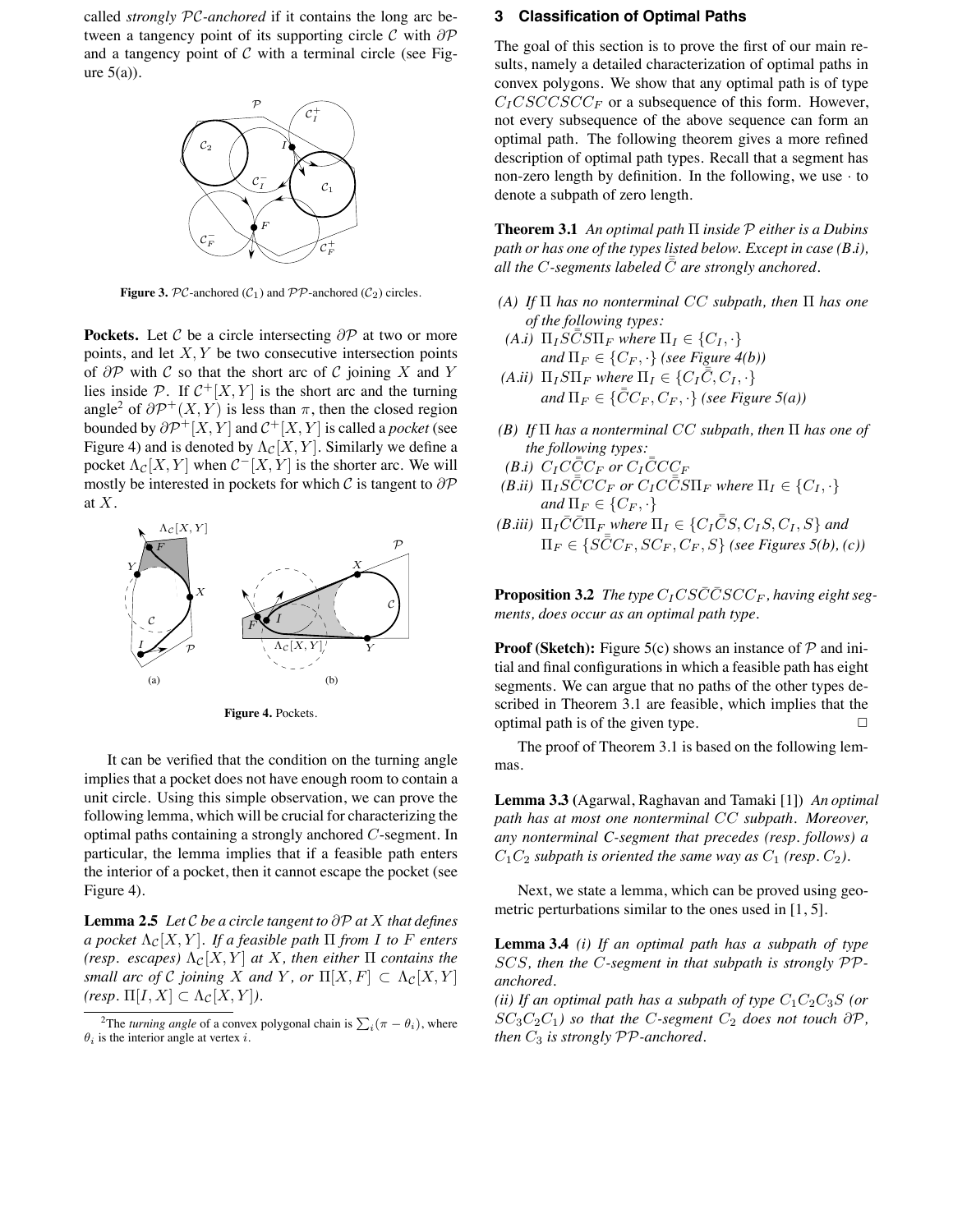called *strongly $\mathcal{PC}$-anchored* if it contains the long arc between a tangency point of its supporting circle $\mathcal{C}$ with $\partial\mathcal{P}$ and a tangency point of $\mathcal{C}$ with a terminal circle (see Figure 5(a)).

**Figure 3.** $\mathcal{PC}$-anchored ($\mathcal{C}_1$) and $\mathcal{PP}$-anchored ($\mathcal{C}_2$) circles.

**Pockets.** Let $\mathcal{C}$ be a circle intersecting $\partial\mathcal{P}$ at two or more points, and let $X, Y$ be two consecutive intersection points of $\partial\mathcal{P}$ with $\mathcal{C}$ so that the short arc of $\mathcal{C}$ joining $X$ and $Y$ lies inside $\mathcal{P}$. If $\mathcal{C}^+[X,Y]$ is the short arc and the turning angle[2] of $\partial\mathcal{P}^+(X,Y)$ is less than $\pi$, then the closed region bounded by $\partial\mathcal{P}^+[X,Y]$ and $\mathcal{C}^+[X,Y]$ is called a *pocket* (see Figure 4) and is denoted by $\Lambda_\mathcal{C}[X,Y]$. Similarly we define a pocket $\Lambda_\mathcal{C}[X,Y]$ when $\mathcal{C}^-[X,Y]$ is the shorter arc. We will mostly be interested in pockets for which $\mathcal{C}$ is tangent to $\partial\mathcal{P}$ at $X$.

**Figure 4.** Pockets.

It can be verified that the condition on the turning angle implies that a pocket does not have enough room to contain a unit circle. Using this simple observation, we can prove the following lemma, which will be crucial for characterizing the optimal paths containing a strongly anchored $C$-segment. In particular, the lemma implies that if a feasible path enters the interior of a pocket, then it cannot escape the pocket (see Figure 4).

**Lemma 2.5** *Let $\mathcal{C}$ be a circle tangent to $\partial\mathcal{P}$ at $X$ that defines a pocket $\Lambda_\mathcal{C}[X,Y]$. If a feasible path $\Pi$ from $I$ to $F$ enters (resp. escapes) $\Lambda_\mathcal{C}[X,Y]$ at $X$, then either $\Pi$ contains the small arc of $\mathcal{C}$ joining $X$ and $Y$, or $\Pi[X,F] \subset \Lambda_\mathcal{C}[X,Y]$ (resp. $\Pi[I,X] \subset \Lambda_\mathcal{C}[X,Y]$).*

[2] The *turning angle* of a convex polygonal chain is $\sum_i(\pi - \theta_i)$, where $\theta_i$ is the interior angle at vertex $i$.

## 3 Classification of Optimal Paths

The goal of this section is to prove the first of our main results, namely a detailed characterization of optimal paths in convex polygons. We show that any optimal path is of type $C_I CSCCSCC_F$ or a subsequence of this form. However, not every subsequence of the above sequence can form an optimal path. The following theorem gives a more refined description of optimal path types. Recall that a segment has non-zero length by definition. In the following, we use $\cdot$ to denote a subpath of zero length.

**Theorem 3.1** *An optimal path $\Pi$ inside $\mathcal{P}$ either is a Dubins path or has one of the types listed below. Except in case (B.i), all the $C$-segments labeled $\bar{\bar{C}}$ are strongly anchored.*

*(A) If $\Pi$ has no nonterminal $CC$ subpath, then $\Pi$ has one of the following types:*

*(A.i) $\Pi_I S\bar{\bar{C}}S\Pi_F$ where $\Pi_I \in \{C_I, \cdot\}$ and $\Pi_F \in \{C_F, \cdot\}$ (see Figure 4(b))*

*(A.ii) $\Pi_I S \Pi_F$ where $\Pi_I \in \{C_I\bar{\bar{C}}, C_I, \cdot\}$ and $\Pi_F \in \{\bar{\bar{C}}C_F, C_F, \cdot\}$ (see Figure 5(a))*

*(B) If $\Pi$ has a nonterminal $CC$ subpath, then $\Pi$ has one of the following types:*

*(B.i) $C_I C\bar{\bar{C}}C_F$ or $C_I\bar{\bar{C}}CC_F$*

*(B.ii) $\Pi_I S\bar{\bar{C}}CC_F$ or $C_I C\bar{\bar{C}}S\Pi_F$ where $\Pi_I \in \{C_I, \cdot\}$ and $\Pi_F \in \{C_F, \cdot\}$*

*(B.iii) $\Pi_I\bar{C}\bar{C}\Pi_F$ where $\Pi_I \in \{C_I\bar{\bar{C}}S, C_I S, C_I, S\}$ and $\Pi_F \in \{S\bar{\bar{C}}C_F, SC_F, C_F, S\}$ (see Figures 5(b), (c))*

**Proposition 3.2** *The type $C_I CS\bar{C}\bar{C}SCC_F$, having eight segments, does occur as an optimal path type.*

**Proof (Sketch):** Figure 5(c) shows an instance of $\mathcal{P}$ and initial and final configurations in which a feasible path has eight segments. We can argue that no paths of the other types described in Theorem 3.1 are feasible, which implies that the optimal path is of the given type. $\square$

The proof of Theorem 3.1 is based on the following lemmas.

**Lemma 3.3** (Agarwal, Raghavan and Tamaki [1]) *An optimal path has at most one nonterminal $CC$ subpath. Moreover, any nonterminal C-segment that precedes (resp. follows) a $C_1C_2$ subpath is oriented the same way as $C_1$ (resp. $C_2$).*

Next, we state a lemma, which can be proved using geometric perturbations similar to the ones used in [1, 5].

**Lemma 3.4** *(i) If an optimal path has a subpath of type $SCS$, then the C-segment in that subpath is strongly $\mathcal{PP}$-anchored.*

*(ii) If an optimal path has a subpath of type $C_1C_2C_3S$ (or $SC_3C_2C_1$) so that the C-segment $C_2$ does not touch $\partial\mathcal{P}$, then $C_3$ is strongly $\mathcal{PP}$-anchored.*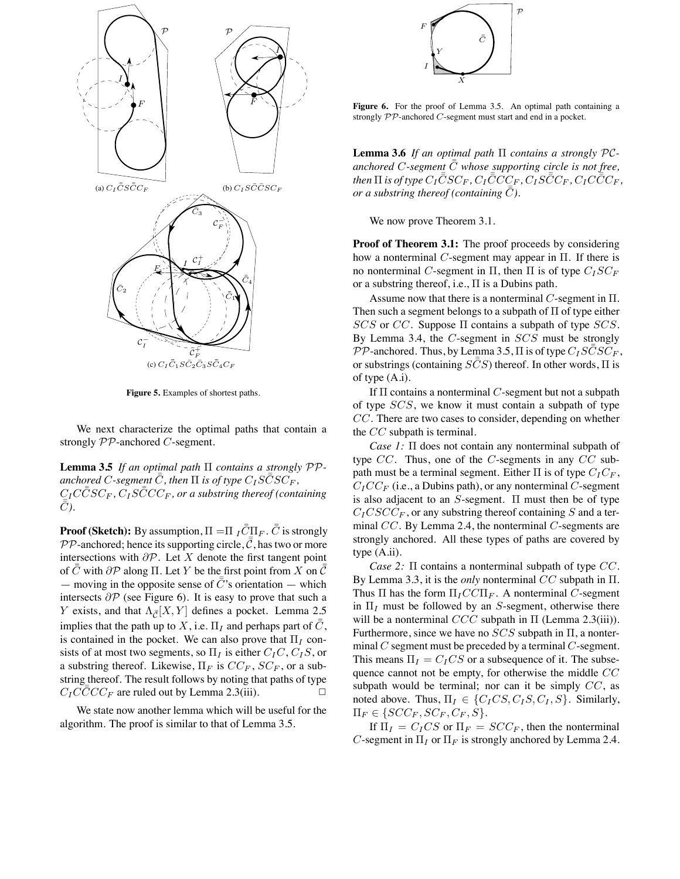(a) $C_I\bar{\bar{C}}S\bar{\bar{C}}C_F$

(b) $C_IS\bar{C}\bar{C}SC_F$

(c) $C_I\bar{C}_1S\bar{C}_2\bar{C}_3S\bar{C}_4C_F$

**Figure 5.** Examples of shortest paths.

We next characterize the optimal paths that contain a strongly $\mathcal{PP}$-anchored $C$-segment.

**Lemma 3.5** *If an optimal path $\Pi$ contains a strongly $\mathcal{PP}$-anchored $C$-segment $\bar{\bar{C}}$, then $\Pi$ is of type $C_IS\bar{\bar{C}}SC_F$, $C_IC\bar{\bar{C}}SC_F$, $C_IS\bar{\bar{C}}CC_F$, or a substring thereof (containing $\bar{\bar{C}}$).*

**Proof (Sketch):** By assumption, $\Pi = \Pi_I\bar{\bar{C}}\Pi_F$. $\bar{\bar{C}}$ is strongly $\mathcal{PP}$-anchored; hence its supporting circle, $\bar{\bar{\mathcal{C}}}$, has two or more intersections with $\partial\mathcal{P}$. Let $X$ denote the first tangent point of $\bar{\bar{C}}$ with $\partial\mathcal{P}$ along $\Pi$. Let $Y$ be the first point from $X$ on $\bar{\bar{\mathcal{C}}}$ — moving in the opposite sense of $\bar{\bar{C}}$'s orientation — which intersects $\partial\mathcal{P}$ (see Figure 6). It is easy to prove that such a $Y$ exists, and that $\Lambda_{\bar{\bar{\mathcal{C}}}}[X, Y]$ defines a pocket. Lemma 2.5 implies that the path up to $X$, i.e. $\Pi_I$ and perhaps part of $\bar{\bar{C}}$, is contained in the pocket. We can also prove that $\Pi_I$ consists of at most two segments, so $\Pi_I$ is either $C_IC$, $C_IS$, or a substring thereof. Likewise, $\Pi_F$ is $CC_F$, $SC_F$, or a substring thereof. The result follows by noting that paths of type $C_IC\bar{\bar{C}}CC_F$ are ruled out by Lemma 2.3(iii). □

We state now another lemma which will be useful for the algorithm. The proof is similar to that of Lemma 3.5.

**Figure 6.** For the proof of Lemma 3.5. An optimal path containing a strongly $\mathcal{PP}$-anchored $C$-segment must start and end in a pocket.

**Lemma 3.6** *If an optimal path $\Pi$ contains a strongly $\mathcal{PC}$-anchored $C$-segment $\bar{\bar{C}}$ whose supporting circle is not free, then $\Pi$ is of type $C_I\bar{\bar{C}}SC_F$, $C_I\bar{\bar{C}}CC_F$, $C_IS\bar{\bar{C}}C_F$, $C_IC\bar{\bar{C}}C_F$, or a substring thereof (containing $\bar{\bar{C}}$).*

We now prove Theorem 3.1.

**Proof of Theorem 3.1:** The proof proceeds by considering how a nonterminal $C$-segment may appear in $\Pi$. If there is no nonterminal $C$-segment in $\Pi$, then $\Pi$ is of type $C_ISC_F$ or a substring thereof, i.e., $\Pi$ is a Dubins path.

Assume now that there is a nonterminal $C$-segment in $\Pi$. Then such a segment belongs to a subpath of $\Pi$ of type either $SCS$ or $CC$. Suppose $\Pi$ contains a subpath of type $SCS$. By Lemma 3.4, the $C$-segment in $SCS$ must be strongly $\mathcal{PP}$-anchored. Thus, by Lemma 3.5, $\Pi$ is of type $C_IS\bar{\bar{C}}SC_F$, or substrings (containing $S\bar{\bar{C}}S$) thereof. In other words, $\Pi$ is of type (A.i).

If $\Pi$ contains a nonterminal $C$-segment but not a subpath of type $SCS$, we know it must contain a subpath of type $CC$. There are two cases to consider, depending on whether the $CC$ subpath is terminal.

*Case 1:* $\Pi$ does not contain any nonterminal subpath of type $CC$. Thus, one of the $C$-segments in any $CC$ subpath must be a terminal segment. Either $\Pi$ is of type $C_IC_F$, $C_ICC_F$ (i.e., a Dubins path), or any nonterminal $C$-segment is also adjacent to an $S$-segment. $\Pi$ must then be of type $C_ICSCC_F$, or any substring thereof containing $S$ and a terminal $CC$. By Lemma 2.4, the nonterminal $C$-segments are strongly anchored. All these types of paths are covered by type (A.ii).

*Case 2:* $\Pi$ contains a nonterminal subpath of type $CC$. By Lemma 3.3, it is the *only* nonterminal $CC$ subpath in $\Pi$. Thus $\Pi$ has the form $\Pi_ICC\Pi_F$. A nonterminal $C$-segment in $\Pi_I$ must be followed by an $S$-segment, otherwise there will be a nonterminal $CCC$ subpath in $\Pi$ (Lemma 2.3(iii)). Furthermore, since we have no $SCS$ subpath in $\Pi$, a nonterminal $C$ segment must be preceded by a terminal $C$-segment. This means $\Pi_I = C_ICS$ or a subsequence of it. The subsequence cannot not be empty, for otherwise the middle $CC$ subpath would be terminal; nor can it be simply $CC$, as noted above. Thus, $\Pi_I \in \{C_ICS, C_IS, C_I, S\}$. Similarly, $\Pi_F \in \{SCC_F, SC_F, C_F, S\}$.

If $\Pi_I = C_ICS$ or $\Pi_F = SCC_F$, then the nonterminal $C$-segment in $\Pi_I$ or $\Pi_F$ is strongly anchored by Lemma 2.4.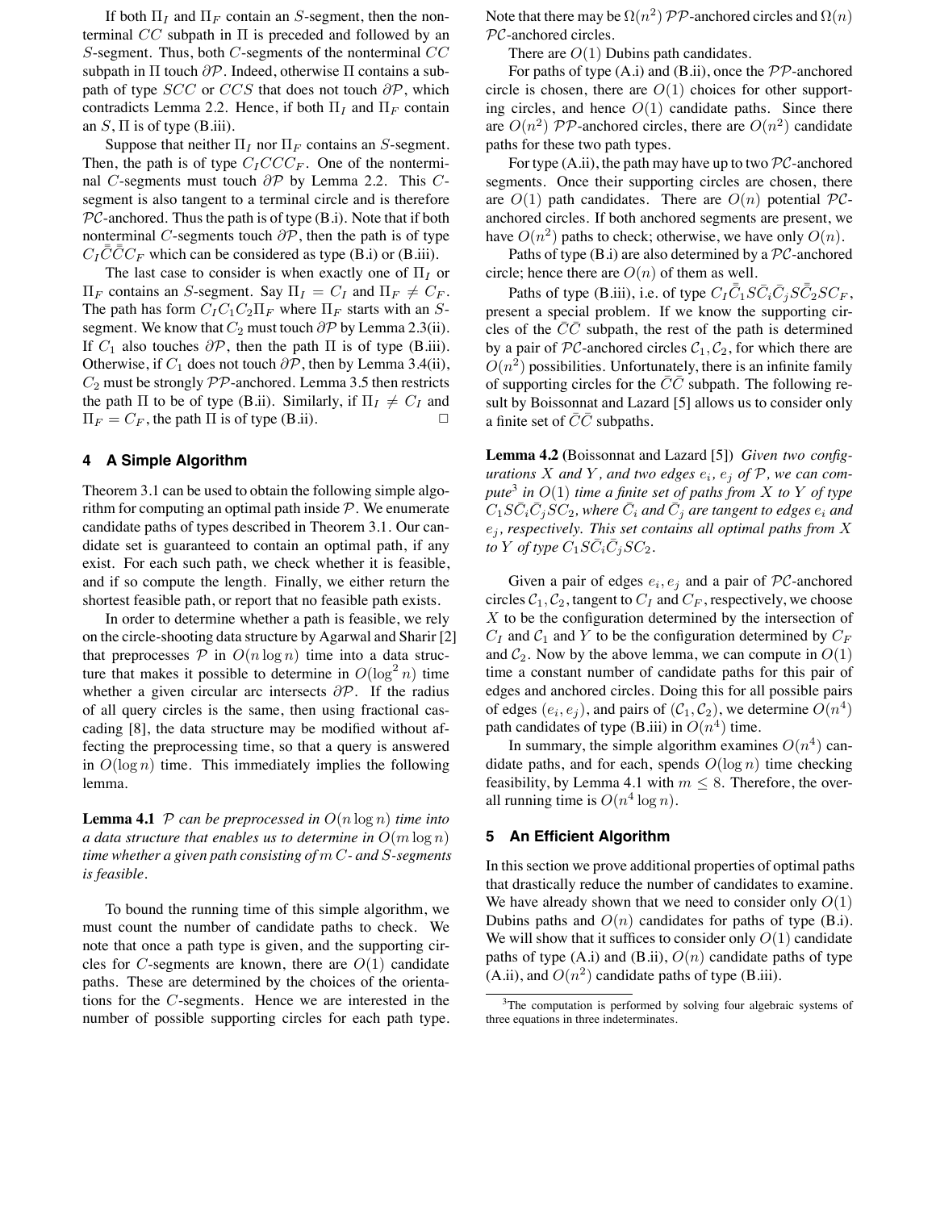If both $\Pi_I$ and $\Pi_F$ contain an $S$-segment, then the nonterminal $CC$ subpath in $\Pi$ is preceded and followed by an $S$-segment. Thus, both $C$-segments of the nonterminal $CC$ subpath in $\Pi$ touch $\partial\mathcal{P}$. Indeed, otherwise $\Pi$ contains a subpath of type $SCC$ or $CCS$ that does not touch $\partial\mathcal{P}$, which contradicts Lemma 2.2. Hence, if both $\Pi_I$ and $\Pi_F$ contain an $S$, $\Pi$ is of type (B.iii).

Suppose that neither $\Pi_I$ nor $\Pi_F$ contains an $S$-segment. Then, the path is of type $C_ICCC_F$. One of the nonterminal $C$-segments must touch $\partial\mathcal{P}$ by Lemma 2.2. This $C$-segment is also tangent to a terminal circle and is therefore $\mathcal{PC}$-anchored. Thus the path is of type (B.i). Note that if both nonterminal $C$-segments touch $\partial\mathcal{P}$, then the path is of type $C_I\bar{\bar{C}}\bar{\bar{C}}C_F$ which can be considered as type (B.i) or (B.iii).

The last case to consider is when exactly one of $\Pi_I$ or $\Pi_F$ contains an $S$-segment. Say $\Pi_I = C_I$ and $\Pi_F \neq C_F$. The path has form $C_IC_1C_2\Pi_F$ where $\Pi_F$ starts with an $S$-segment. We know that $C_2$ must touch $\partial\mathcal{P}$ by Lemma 2.3(ii). If $C_1$ also touches $\partial\mathcal{P}$, then the path $\Pi$ is of type (B.iii). Otherwise, if $C_1$ does not touch $\partial\mathcal{P}$, then by Lemma 3.4(ii), $C_2$ must be strongly $\mathcal{PP}$-anchored. Lemma 3.5 then restricts the path $\Pi$ to be of type (B.ii). Similarly, if $\Pi_I \neq C_I$ and $\Pi_F = C_F$, the path $\Pi$ is of type (B.ii). □

## 4 A Simple Algorithm

Theorem 3.1 can be used to obtain the following simple algorithm for computing an optimal path inside $\mathcal{P}$. We enumerate candidate paths of types described in Theorem 3.1. Our candidate set is guaranteed to contain an optimal path, if any exist. For each such path, we check whether it is feasible, and if so compute the length. Finally, we either return the shortest feasible path, or report that no feasible path exists.

In order to determine whether a path is feasible, we rely on the circle-shooting data structure by Agarwal and Sharir [2] that preprocesses $\mathcal{P}$ in $O(n \log n)$ time into a data structure that makes it possible to determine in $O(\log^2 n)$ time whether a given circular arc intersects $\partial\mathcal{P}$. If the radius of all query circles is the same, then using fractional cascading [8], the data structure may be modified without affecting the preprocessing time, so that a query is answered in $O(\log n)$ time. This immediately implies the following lemma.

**Lemma 4.1** *$\mathcal{P}$ can be preprocessed in $O(n \log n)$ time into a data structure that enables us to determine in $O(m \log n)$ time whether a given path consisting of $m$ $C$- and $S$-segments is feasible.*

To bound the running time of this simple algorithm, we must count the number of candidate paths to check. We note that once a path type is given, and the supporting circles for $C$-segments are known, there are $O(1)$ candidate paths. These are determined by the choices of the orientations for the $C$-segments. Hence we are interested in the number of possible supporting circles for each path type. Note that there may be $\Omega(n^2)$ $\mathcal{PP}$-anchored circles and $\Omega(n)$ $\mathcal{PC}$-anchored circles.

There are $O(1)$ Dubins path candidates.

For paths of type (A.i) and (B.ii), once the $\mathcal{PP}$-anchored circle is chosen, there are $O(1)$ choices for other supporting circles, and hence $O(1)$ candidate paths. Since there are $O(n^2)$ $\mathcal{PP}$-anchored circles, there are $O(n^2)$ candidate paths for these two path types.

For type (A.ii), the path may have up to two $\mathcal{PC}$-anchored segments. Once their supporting circles are chosen, there are $O(1)$ path candidates. There are $O(n)$ potential $\mathcal{PC}$-anchored circles. If both anchored segments are present, we have $O(n^2)$ paths to check; otherwise, we have only $O(n)$.

Paths of type (B.i) are also determined by a $\mathcal{PC}$-anchored circle; hence there are $O(n)$ of them as well.

Paths of type (B.iii), i.e. of type $C_I\bar{\bar{\mathcal{C}}}_1S\bar{C}_i\bar{C}_jS\bar{\bar{\mathcal{C}}}_2SC_F$, present a special problem. If we know the supporting circles of the $\bar{C}\bar{C}$ subpath, the rest of the path is determined by a pair of $\mathcal{PC}$-anchored circles $\mathcal{C}_1, \mathcal{C}_2$, for which there are $O(n^2)$ possibilities. Unfortunately, there is an infinite family of supporting circles for the $\bar{C}\bar{C}$ subpath. The following result by Boissonnat and Lazard [5] allows us to consider only a finite set of $\bar{C}\bar{C}$ subpaths.

**Lemma 4.2** (Boissonnat and Lazard [5]) *Given two configurations $X$ and $Y$, and two edges $e_i$, $e_j$ of $\mathcal{P}$, we can compute*[3] *in $O(1)$ time a finite set of paths from $X$ to $Y$ of type $C_1S\bar{C}_i\bar{C}_jSC_2$, where $\bar{C}_i$ and $\bar{C}_j$ are tangent to edges $e_i$ and $e_j$, respectively. This set contains all optimal paths from $X$ to $Y$ of type $C_1S\bar{C}_i\bar{C}_jSC_2$.*

Given a pair of edges $e_i, e_j$ and a pair of $\mathcal{PC}$-anchored circles $\mathcal{C}_1, \mathcal{C}_2$, tangent to $C_I$ and $C_F$, respectively, we choose $X$ to be the configuration determined by the intersection of $C_I$ and $\mathcal{C}_1$ and $Y$ to be the configuration determined by $C_F$ and $\mathcal{C}_2$. Now by the above lemma, we can compute in $O(1)$ time a constant number of candidate paths for this pair of edges and anchored circles. Doing this for all possible pairs of edges $(e_i, e_j)$, and pairs of $(\mathcal{C}_1, \mathcal{C}_2)$, we determine $O(n^4)$ path candidates of type (B.iii) in $O(n^4)$ time.

In summary, the simple algorithm examines $O(n^4)$ candidate paths, and for each, spends $O(\log n)$ time checking feasibility, by Lemma 4.1 with $m \leq 8$. Therefore, the overall running time is $O(n^4 \log n)$.

## 5 An Efficient Algorithm

In this section we prove additional properties of optimal paths that drastically reduce the number of candidates to examine. We have already shown that we need to consider only $O(1)$ Dubins paths and $O(n)$ candidates for paths of type (B.i). We will show that it suffices to consider only $O(1)$ candidate paths of type (A.i) and (B.ii), $O(n)$ candidate paths of type (A.ii), and $O(n^2)$ candidate paths of type (B.iii).

[3] The computation is performed by solving four algebraic systems of three equations in three indeterminates.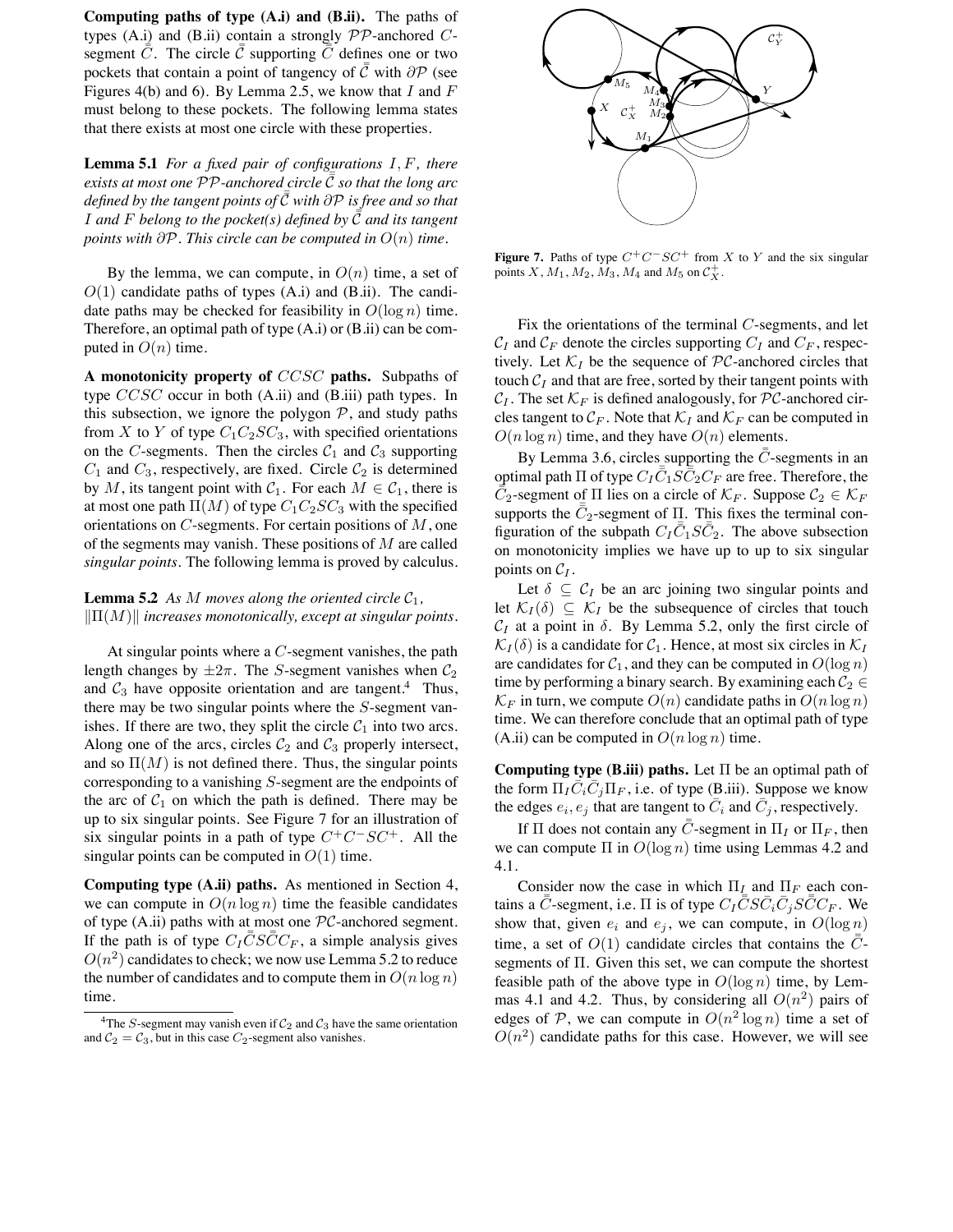**Computing paths of type (A.i) and (B.ii).** The paths of types (A.i) and (B.ii) contain a strongly $\mathcal{PP}$-anchored $C$-segment $\bar{\bar{C}}$. The circle $\bar{\bar{\mathcal{C}}}$ supporting $\bar{\bar{C}}$ defines one or two pockets that contain a point of tangency of $\bar{\bar{\mathcal{C}}}$ with $\partial\mathcal{P}$ (see Figures 4(b) and 6). By Lemma 2.5, we know that $I$ and $F$ must belong to these pockets. The following lemma states that there exists at most one circle with these properties.

**Lemma 5.1** *For a fixed pair of configurations $I, F$, there exists at most one $\mathcal{PP}$-anchored circle $\bar{\bar{\mathcal{C}}}$ so that the long arc defined by the tangent points of $\bar{\bar{\mathcal{C}}}$ with $\partial\mathcal{P}$ is free and so that $I$ and $F$ belong to the pocket(s) defined by $\bar{\bar{\mathcal{C}}}$ and its tangent points with $\partial\mathcal{P}$. This circle can be computed in $O(n)$ time.*

By the lemma, we can compute, in $O(n)$ time, a set of $O(1)$ candidate paths of types (A.i) and (B.ii). The candidate paths may be checked for feasibility in $O(\log n)$ time. Therefore, an optimal path of type (A.i) or (B.ii) can be computed in $O(n)$ time.

**A monotonicity property of $CCSC$ paths.** Subpaths of type $CCSC$ occur in both (A.ii) and (B.iii) path types. In this subsection, we ignore the polygon $\mathcal{P}$, and study paths from $X$ to $Y$ of type $C_1C_2SC_3$, with specified orientations on the $C$-segments. Then the circles $\mathcal{C}_1$ and $\mathcal{C}_3$ supporting $C_1$ and $C_3$, respectively, are fixed. Circle $\mathcal{C}_2$ is determined by $M$, its tangent point with $\mathcal{C}_1$. For each $M \in \mathcal{C}_1$, there is at most one path $\Pi(M)$ of type $C_1C_2SC_3$ with the specified orientations on $C$-segments. For certain positions of $M$, one of the segments may vanish. These positions of $M$ are called *singular points*. The following lemma is proved by calculus.

**Lemma 5.2** *As $M$ moves along the oriented circle $\mathcal{C}_1$, $\|\Pi(M)\|$ increases monotonically, except at singular points.*

At singular points where a $C$-segment vanishes, the path length changes by $\pm 2\pi$. The $S$-segment vanishes when $\mathcal{C}_2$ and $\mathcal{C}_3$ have opposite orientation and are tangent.[4] Thus, there may be two singular points where the $S$-segment vanishes. If there are two, they split the circle $\mathcal{C}_1$ into two arcs. Along one of the arcs, circles $\mathcal{C}_2$ and $\mathcal{C}_3$ properly intersect, and so $\Pi(M)$ is not defined there. Thus, the singular points corresponding to a vanishing $S$-segment are the endpoints of the arc of $\mathcal{C}_1$ on which the path is defined. There may be up to six singular points. See Figure 7 for an illustration of six singular points in a path of type $C^+C^-SC^+$. All the singular points can be computed in $O(1)$ time.

**Computing type (A.ii) paths.** As mentioned in Section 4, we can compute in $O(n \log n)$ time the feasible candidates of type (A.ii) paths with at most one $\mathcal{PC}$-anchored segment. If the path is of type $C_I\bar{C}S\bar{C}C_F$, a simple analysis gives $O(n^2)$ candidates to check; we now use Lemma 5.2 to reduce the number of candidates and to compute them in $O(n \log n)$ time.

[4] The $S$-segment may vanish even if $\mathcal{C}_2$ and $\mathcal{C}_3$ have the same orientation and $\mathcal{C}_2 = \mathcal{C}_3$, but in this case $C_2$-segment also vanishes.

**Figure 7.** Paths of type $C^+C^-SC^+$ from $X$ to $Y$ and the six singular points $X$, $M_1$, $M_2$, $M_3$, $M_4$ and $M_5$ on $\mathcal{C}_X^+$.

Fix the orientations of the terminal $C$-segments, and let $\mathcal{C}_I$ and $\mathcal{C}_F$ denote the circles supporting $C_I$ and $C_F$, respectively. Let $\mathcal{K}_I$ be the sequence of $\mathcal{PC}$-anchored circles that touch $\mathcal{C}_I$ and that are free, sorted by their tangent points with $\mathcal{C}_I$. The set $\mathcal{K}_F$ is defined analogously, for $\mathcal{PC}$-anchored circles tangent to $\mathcal{C}_F$. Note that $\mathcal{K}_I$ and $\mathcal{K}_F$ can be computed in $O(n \log n)$ time, and they have $O(n)$ elements.

By Lemma 3.6, circles supporting the $\bar{C}$-segments in an optimal path $\Pi$ of type $C_I\bar{C}_1S\bar{C}_2C_F$ are free. Therefore, the $\bar{C}_2$-segment of $\Pi$ lies on a circle of $\mathcal{K}_F$. Suppose $\mathcal{C}_2 \in \mathcal{K}_F$ supports the $\bar{C}_2$-segment of $\Pi$. This fixes the terminal configuration of the subpath $C_I\bar{C}_1S\bar{C}_2$. The above subsection on monotonicity implies we have up to up to six singular points on $\mathcal{C}_I$.

Let $\delta \subseteq \mathcal{C}_I$ be an arc joining two singular points and let $\mathcal{K}_I(\delta) \subseteq \mathcal{K}_I$ be the subsequence of circles that touch $\mathcal{C}_I$ at a point in $\delta$. By Lemma 5.2, only the first circle of $\mathcal{K}_I(\delta)$ is a candidate for $\mathcal{C}_1$. Hence, at most six circles in $\mathcal{K}_I$ are candidates for $\mathcal{C}_1$, and they can be computed in $O(\log n)$ time by performing a binary search. By examining each $\mathcal{C}_2 \in \mathcal{K}_F$ in turn, we compute $O(n)$ candidate paths in $O(n \log n)$ time. We can therefore conclude that an optimal path of type (A.ii) can be computed in $O(n \log n)$ time.

**Computing type (B.iii) paths.** Let $\Pi$ be an optimal path of the form $\Pi_I\bar{C}_i\bar{C}_j\Pi_F$, i.e. of type (B.iii). Suppose we know the edges $e_i, e_j$ that are tangent to $\bar{C}_i$ and $\bar{C}_j$, respectively.

If $\Pi$ does not contain any $\bar{\bar{C}}$-segment in $\Pi_I$ or $\Pi_F$, then we can compute $\Pi$ in $O(\log n)$ time using Lemmas 4.2 and 4.1.

Consider now the case in which $\Pi_I$ and $\Pi_F$ each contains a $\bar{\bar{C}}$-segment, i.e. $\Pi$ is of type $C_I\bar{\bar{C}}S\bar{C}_i\bar{C}_jS\bar{\bar{C}}C_F$. We show that, given $e_i$ and $e_j$, we can compute, in $O(\log n)$ time, a set of $O(1)$ candidate circles that contains the $\bar{\bar{C}}$-segments of $\Pi$. Given this set, we can compute the shortest feasible path of the above type in $O(\log n)$ time, by Lemmas 4.1 and 4.2. Thus, by considering all $O(n^2)$ pairs of edges of $\mathcal{P}$, we can compute in $O(n^2 \log n)$ time a set of $O(n^2)$ candidate paths for this case. However, we will see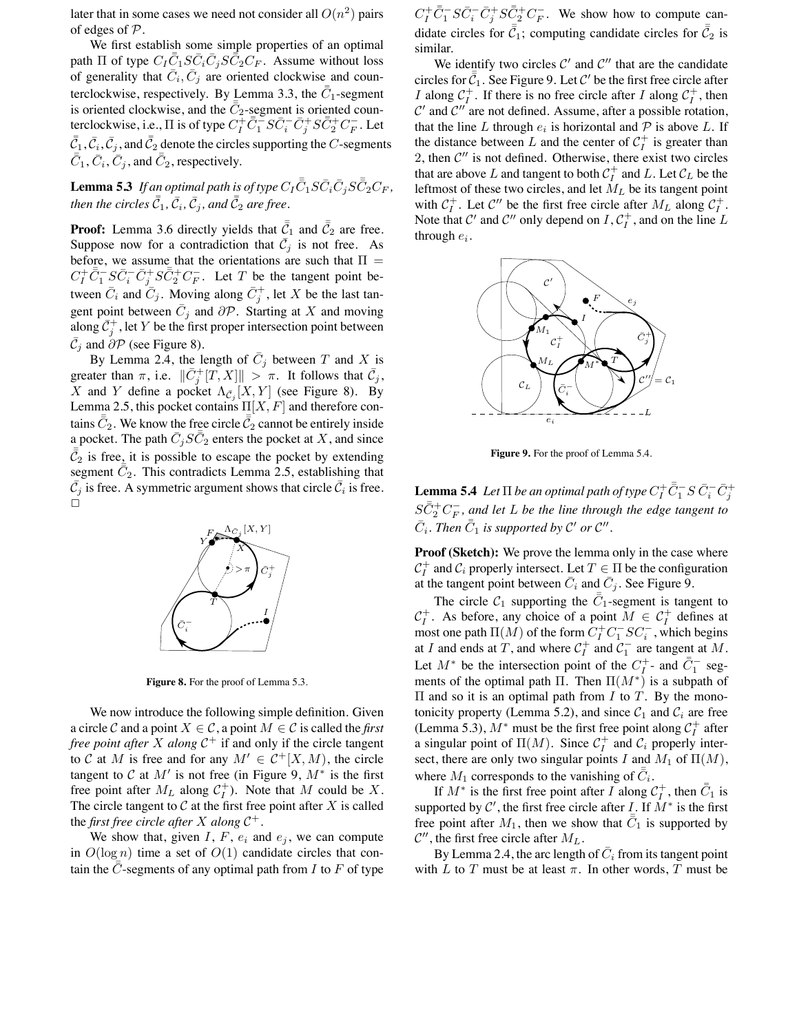later that in some cases we need not consider all $O(n^2)$ pairs of edges of $\mathcal{P}$.

We first establish some simple properties of an optimal path $\Pi$ of type $C_I\bar{\bar{C}}_1 S\bar{C}_i\bar{C}_j S\bar{\bar{C}}_2 C_F$. Assume without loss of generality that $\bar{C}_i, \bar{C}_j$ are oriented clockwise and counterclockwise, respectively. By Lemma 3.3, the $\bar{\bar{C}}_1$-segment is oriented clockwise, and the $\bar{\bar{C}}_2$-segment is oriented counterclockwise, i.e., $\Pi$ is of type $C_I^+\bar{\bar{C}}_1^- S\bar{C}_i^-\bar{C}_j^+ S\bar{\bar{C}}_2^+ C_F^-$. Let $\bar{\bar{\mathcal{C}}}_1, \bar{\mathcal{C}}_i, \bar{\mathcal{C}}_j$, and $\bar{\bar{\mathcal{C}}}_2$ denote the circles supporting the $C$-segments $\bar{\bar{C}}_1, \bar{C}_i, \bar{C}_j$, and $\bar{\bar{C}}_2$, respectively.

**Lemma 5.3** *If an optimal path is of type $C_I\bar{\bar{C}}_1 S\bar{C}_i\bar{C}_j S\bar{\bar{C}}_2 C_F$, then the circles $\bar{\bar{\mathcal{C}}}_1$, $\bar{\mathcal{C}}_i$, $\bar{\mathcal{C}}_j$, and $\bar{\bar{\mathcal{C}}}_2$ are free.*

**Proof:** Lemma 3.6 directly yields that $\bar{\bar{\mathcal{C}}}_1$ and $\bar{\bar{\mathcal{C}}}_2$ are free. Suppose now for a contradiction that $\bar{\mathcal{C}}_j$ is not free. As before, we assume that the orientations are such that $\Pi = C_I^+\bar{\bar{C}}_1^- S\bar{C}_i^-\bar{C}_j^+ S\bar{\bar{C}}_2^+ C_F^-$. Let $T$ be the tangent point between $\bar{C}_i$ and $\bar{C}_j$. Moving along $\bar{\mathcal{C}}_j^+$, let $X$ be the last tangent point between $\bar{\mathcal{C}}_j$ and $\partial\mathcal{P}$. Starting at $X$ and moving along $\bar{\mathcal{C}}_j^+$, let $Y$ be the first proper intersection point between $\bar{\mathcal{C}}_j$ and $\partial\mathcal{P}$ (see Figure 8).

By Lemma 2.4, the length of $\bar{C}_j$ between $T$ and $X$ is greater than $\pi$, i.e. $\|\bar{\mathcal{C}}_j^+[T,X]\| > \pi$. It follows that $\bar{\mathcal{C}}_j$, $X$ and $Y$ define a pocket $\Lambda_{\bar{\mathcal{C}}_j}[X,Y]$ (see Figure 8). By Lemma 2.5, this pocket contains $\Pi[X,F]$ and therefore contains $\bar{\bar{C}}_2$. We know the free circle $\bar{\bar{\mathcal{C}}}_2$ cannot be entirely inside a pocket. The path $\bar{C}_j S\bar{\bar{C}}_2$ enters the pocket at $X$, and since $\bar{\bar{\mathcal{C}}}_2$ is free, it is possible to escape the pocket by extending segment $\bar{\bar{C}}_2$. This contradicts Lemma 2.5, establishing that $\bar{\mathcal{C}}_j$ is free. A symmetric argument shows that circle $\bar{\mathcal{C}}_i$ is free. □

**Figure 8.** For the proof of Lemma 5.3.

We now introduce the following simple definition. Given a circle $\mathcal{C}$ and a point $X \in \mathcal{C}$, a point $M \in \mathcal{C}$ is called the *first free point after $X$ along $\mathcal{C}^+$* if and only if the circle tangent to $\mathcal{C}$ at $M$ is free and for any $M' \in \mathcal{C}^+[X,M)$, the circle tangent to $\mathcal{C}$ at $M'$ is not free (in Figure 9, $M^*$ is the first free point after $M_L$ along $\mathcal{C}_I^+$). Note that $M$ could be $X$. The circle tangent to $\mathcal{C}$ at the first free point after $X$ is called the *first free circle after $X$ along $\mathcal{C}^+$*.

We show that, given $I$, $F$, $e_i$ and $e_j$, we can compute in $O(\log n)$ time a set of $O(1)$ candidate circles that contain the $\bar{\bar{C}}$-segments of any optimal path from $I$ to $F$ of type $C_I^+\bar{\bar{C}}_1^- S\bar{C}_i^-\bar{C}_j^+ S\bar{\bar{C}}_2^+ C_F^-$. We show how to compute candidate circles for $\bar{\bar{\mathcal{C}}}_1$; computing candidate circles for $\bar{\bar{\mathcal{C}}}_2$ is similar.

We identify two circles $\mathcal{C}'$ and $\mathcal{C}''$ that are the candidate circles for $\bar{\bar{\mathcal{C}}}_1$. See Figure 9. Let $\mathcal{C}'$ be the first free circle after $I$ along $\mathcal{C}_I^+$. If there is no free circle after $I$ along $\mathcal{C}_I^+$, then $\mathcal{C}'$ and $\mathcal{C}''$ are not defined. Assume, after a possible rotation, that the line $L$ through $e_i$ is horizontal and $\mathcal{P}$ is above $L$. If the distance between $L$ and the center of $\mathcal{C}_I^+$ is greater than 2, then $\mathcal{C}''$ is not defined. Otherwise, there exist two circles that are above $L$ and tangent to both $\mathcal{C}_I^+$ and $L$. Let $\mathcal{C}_L$ be the leftmost of these two circles, and let $M_L$ be its tangent point with $\mathcal{C}_I^+$. Let $\mathcal{C}''$ be the first free circle after $M_L$ along $\mathcal{C}_I^+$. Note that $\mathcal{C}'$ and $\mathcal{C}''$ only depend on $I$, $\mathcal{C}_I^+$, and on the line $L$ through $e_i$.

**Figure 9.** For the proof of Lemma 5.4.

**Lemma 5.4** *Let $\Pi$ be an optimal path of type $C_I^+\bar{\bar{C}}_1^- S\,\bar{C}_i^-\bar{C}_j^+ S\bar{\bar{C}}_2^+ C_F^-$, and let $L$ be the line through the edge tangent to $\bar{C}_i$. Then $\bar{\bar{C}}_1$ is supported by $\mathcal{C}'$ or $\mathcal{C}''$.*

**Proof (Sketch):** We prove the lemma only in the case where $\mathcal{C}_I^+$ and $\mathcal{C}_i$ properly intersect. Let $T \in \Pi$ be the configuration at the tangent point between $\bar{C}_i$ and $\bar{C}_j$. See Figure 9.

The circle $\mathcal{C}_1$ supporting the $\bar{\bar{C}}_1$-segment is tangent to $\mathcal{C}_I^+$. As before, any choice of a point $M \in \mathcal{C}_I^+$ defines at most one path $\Pi(M)$ of the form $C_I^+ C_1^- SC_i^-$, which begins at $I$ and ends at $T$, and where $\mathcal{C}_I^+$ and $\mathcal{C}_1^-$ are tangent at $M$. Let $M^*$ be the intersection point of the $C_I^+$- and $\bar{\bar{C}}_1^-$ segments of the optimal path $\Pi$. Then $\Pi(M^*)$ is a subpath of $\Pi$ and so it is an optimal path from $I$ to $T$. By the monotonicity property (Lemma 5.2), and since $\mathcal{C}_1$ and $\mathcal{C}_i$ are free (Lemma 5.3), $M^*$ must be the first free point along $\mathcal{C}_I^+$ after a singular point of $\Pi(M)$. Since $\mathcal{C}_I^+$ and $\mathcal{C}_i$ properly intersect, there are only two singular points $I$ and $M_1$ of $\Pi(M)$, where $M_1$ corresponds to the vanishing of $\bar{\bar{C}}_i$.

If $M^*$ is the first free point after $I$ along $\mathcal{C}_I^+$, then $\bar{\bar{C}}_1$ is supported by $\mathcal{C}'$, the first free circle after $I$. If $M^*$ is the first free point after $M_1$, then we show that $\bar{\bar{C}}_1$ is supported by $\mathcal{C}''$, the first free circle after $M_L$.

By Lemma 2.4, the arc length of $\bar{C}_i$ from its tangent point with $L$ to $T$ must be at least $\pi$. In other words, $T$ must be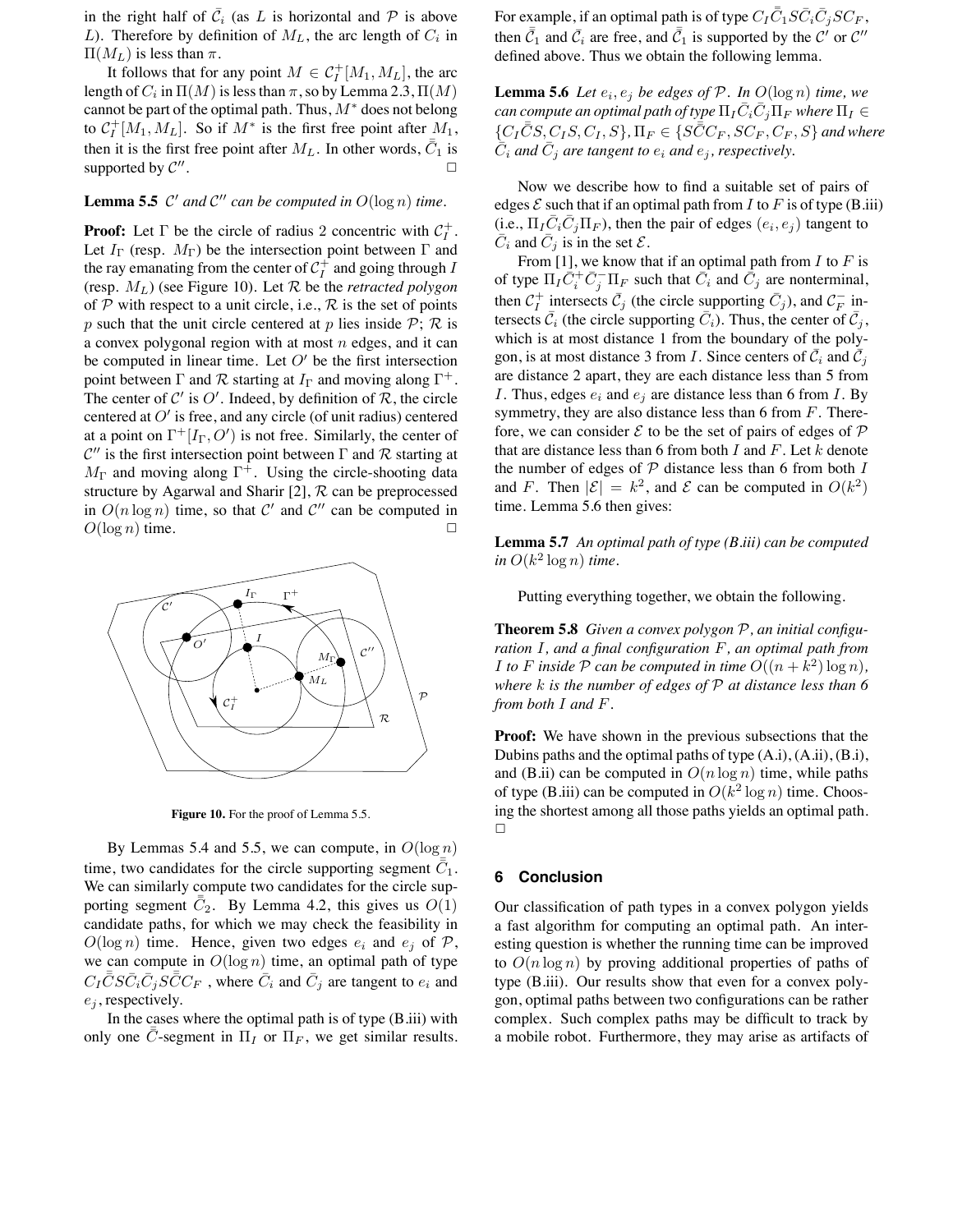in the right half of $\bar{\mathcal{C}}_i$ (as $L$ is horizontal and $\mathcal{P}$ is above $L$). Therefore by definition of $M_L$, the arc length of $C_i$ in $\Pi(M_L)$ is less than $\pi$.

It follows that for any point $M \in \mathcal{C}_I^+[M_1, M_L]$, the arc length of $C_i$ in $\Pi(M)$ is less than $\pi$, so by Lemma 2.3, $\Pi(M)$ cannot be part of the optimal path. Thus, $M^*$ does not belong to $\mathcal{C}_I^+[M_1, M_L]$. So if $M^*$ is the first free point after $M_1$, then it is the first free point after $M_L$. In other words, $\bar{\bar{C}}_1$ is supported by $\mathcal{C}''$. □

**Lemma 5.5** *$\mathcal{C}'$ and $\mathcal{C}''$ can be computed in $O(\log n)$ time.*

**Proof:** Let $\Gamma$ be the circle of radius 2 concentric with $\mathcal{C}_I^+$. Let $I_\Gamma$ (resp. $M_\Gamma$) be the intersection point between $\Gamma$ and the ray emanating from the center of $\mathcal{C}_I^+$ and going through $I$ (resp. $M_L$) (see Figure 10). Let $\mathcal{R}$ be the *retracted polygon* of $\mathcal{P}$ with respect to a unit circle, i.e., $\mathcal{R}$ is the set of points $p$ such that the unit circle centered at $p$ lies inside $\mathcal{P}$; $\mathcal{R}$ is a convex polygonal region with at most $n$ edges, and it can be computed in linear time. Let $O'$ be the first intersection point between $\Gamma$ and $\mathcal{R}$ starting at $I_\Gamma$ and moving along $\Gamma^+$. The center of $\mathcal{C}'$ is $O'$. Indeed, by definition of $\mathcal{R}$, the circle centered at $O'$ is free, and any circle (of unit radius) centered at a point on $\Gamma^+[I_\Gamma, O')$ is not free. Similarly, the center of $\mathcal{C}''$ is the first intersection point between $\Gamma$ and $\mathcal{R}$ starting at $M_\Gamma$ and moving along $\Gamma^+$. Using the circle-shooting data structure by Agarwal and Sharir [2], $\mathcal{R}$ can be preprocessed in $O(n \log n)$ time, so that $\mathcal{C}'$ and $\mathcal{C}''$ can be computed in $O(\log n)$ time. □

**Figure 10.** For the proof of Lemma 5.5.

By Lemmas 5.4 and 5.5, we can compute, in $O(\log n)$ time, two candidates for the circle supporting segment $\bar{\bar{C}}_1$. We can similarly compute two candidates for the circle supporting segment $\bar{\bar{C}}_2$. By Lemma 4.2, this gives us $O(1)$ candidate paths, for which we may check the feasibility in $O(\log n)$ time. Hence, given two edges $e_i$ and $e_j$ of $\mathcal{P}$, we can compute in $O(\log n)$ time, an optimal path of type $C_I\bar{\bar{C}}S\bar{C}_i\bar{C}_jS\bar{\bar{C}}C_F$ , where $\bar{C}_i$ and $\bar{C}_j$ are tangent to $e_i$ and $e_j$, respectively.

In the cases where the optimal path is of type (B.iii) with only one $\bar{\bar{C}}$-segment in $\Pi_I$ or $\Pi_F$, we get similar results. For example, if an optimal path is of type $C_I\bar{\bar{C}}_1S\bar{C}_i\bar{C}_jSC_F$, then $\bar{\bar{C}}_1$ and $\bar{C}_i$ are free, and $\bar{\bar{C}}_1$ is supported by the $\mathcal{C}'$ or $\mathcal{C}''$ defined above. Thus we obtain the following lemma.

**Lemma 5.6** *Let $e_i, e_j$ be edges of $\mathcal{P}$. In $O(\log n)$ time, we can compute an optimal path of type $\Pi_I\bar{C}_i\bar{C}_j\Pi_F$ where $\Pi_I \in \{C_I\bar{\bar{C}}S, C_IS, C_I, S\}$, $\Pi_F \in \{S\bar{\bar{C}}C_F, SC_F, C_F, S\}$ and where $\bar{C}_i$ and $\bar{C}_j$ are tangent to $e_i$ and $e_j$, respectively.*

Now we describe how to find a suitable set of pairs of edges $\mathcal{E}$ such that if an optimal path from $I$ to $F$ is of type (B.iii) (i.e., $\Pi_I\bar{C}_i\bar{C}_j\Pi_F$), then the pair of edges $(e_i, e_j)$ tangent to $\bar{C}_i$ and $\bar{C}_j$ is in the set $\mathcal{E}$.

From [1], we know that if an optimal path from $I$ to $F$ is of type $\Pi_I\bar{C}_i^+\bar{C}_j^-\Pi_F$ such that $\bar{C}_i$ and $\bar{C}_j$ are nonterminal, then $\mathcal{C}_I^+$ intersects $\bar{\mathcal{C}}_j$ (the circle supporting $\bar{C}_j$), and $\mathcal{C}_F^-$ intersects $\bar{\mathcal{C}}_i$ (the circle supporting $\bar{C}_i$). Thus, the center of $\bar{\mathcal{C}}_j$, which is at most distance 1 from the boundary of the polygon, is at most distance 3 from $I$. Since centers of $\bar{\mathcal{C}}_i$ and $\bar{\mathcal{C}}_j$ are distance 2 apart, they are each distance less than 5 from $I$. Thus, edges $e_i$ and $e_j$ are distance less than 6 from $I$. By symmetry, they are also distance less than 6 from $F$. Therefore, we can consider $\mathcal{E}$ to be the set of pairs of edges of $\mathcal{P}$ that are distance less than 6 from both $I$ and $F$. Let $k$ denote the number of edges of $\mathcal{P}$ distance less than 6 from both $I$ and $F$. Then $|\mathcal{E}| = k^2$, and $\mathcal{E}$ can be computed in $O(k^2)$ time. Lemma 5.6 then gives:

**Lemma 5.7** *An optimal path of type (B.iii) can be computed in $O(k^2 \log n)$ time.*

Putting everything together, we obtain the following.

**Theorem 5.8** *Given a convex polygon $\mathcal{P}$, an initial configuration $I$, and a final configuration $F$, an optimal path from $I$ to $F$ inside $\mathcal{P}$ can be computed in time $O((n + k^2) \log n)$, where $k$ is the number of edges of $\mathcal{P}$ at distance less than 6 from both $I$ and $F$.*

**Proof:** We have shown in the previous subsections that the Dubins paths and the optimal paths of type (A.i), (A.ii), (B.i), and (B.ii) can be computed in $O(n \log n)$ time, while paths of type (B.iii) can be computed in $O(k^2 \log n)$ time. Choosing the shortest among all those paths yields an optimal path. □

## 6 Conclusion

Our classification of path types in a convex polygon yields a fast algorithm for computing an optimal path. An interesting question is whether the running time can be improved to $O(n \log n)$ by proving additional properties of paths of type (B.iii). Our results show that even for a convex polygon, optimal paths between two configurations can be rather complex. Such complex paths may be difficult to track by a mobile robot. Furthermore, they may arise as artifacts of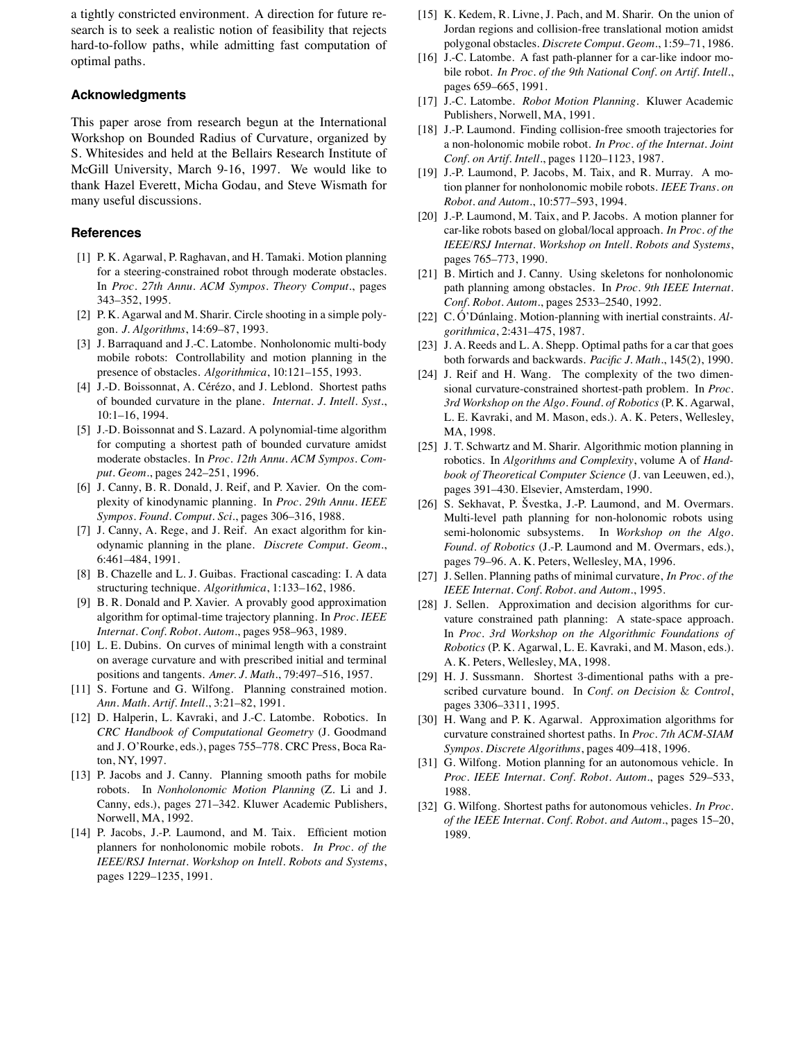a tightly constricted environment. A direction for future research is to seek a realistic notion of feasibility that rejects hard-to-follow paths, while admitting fast computation of optimal paths.

## Acknowledgments

This paper arose from research begun at the International Workshop on Bounded Radius of Curvature, organized by S. Whitesides and held at the Bellairs Research Institute of McGill University, March 9-16, 1997. We would like to thank Hazel Everett, Micha Godau, and Steve Wismath for many useful discussions.

## References

[1] P. K. Agarwal, P. Raghavan, and H. Tamaki. Motion planning for a steering-constrained robot through moderate obstacles. In *Proc. 27th Annu. ACM Sympos. Theory Comput.*, pages 343–352, 1995.

[2] P. K. Agarwal and M. Sharir. Circle shooting in a simple polygon. *J. Algorithms*, 14:69–87, 1993.

[3] J. Barraquand and J.-C. Latombe. Nonholonomic multi-body mobile robots: Controllability and motion planning in the presence of obstacles. *Algorithmica*, 10:121–155, 1993.

[4] J.-D. Boissonnat, A. Cérézo, and J. Leblond. Shortest paths of bounded curvature in the plane. *Internat. J. Intell. Syst.*, 10:1–16, 1994.

[5] J.-D. Boissonnat and S. Lazard. A polynomial-time algorithm for computing a shortest path of bounded curvature amidst moderate obstacles. In *Proc. 12th Annu. ACM Sympos. Comput. Geom.*, pages 242–251, 1996.

[6] J. Canny, B. R. Donald, J. Reif, and P. Xavier. On the complexity of kinodynamic planning. In *Proc. 29th Annu. IEEE Sympos. Found. Comput. Sci.*, pages 306–316, 1988.

[7] J. Canny, A. Rege, and J. Reif. An exact algorithm for kinodynamic planning in the plane. *Discrete Comput. Geom.*, 6:461–484, 1991.

[8] B. Chazelle and L. J. Guibas. Fractional cascading: I. A data structuring technique. *Algorithmica*, 1:133–162, 1986.

[9] B. R. Donald and P. Xavier. A provably good approximation algorithm for optimal-time trajectory planning. In *Proc. IEEE Internat. Conf. Robot. Autom.*, pages 958–963, 1989.

[10] L. E. Dubins. On curves of minimal length with a constraint on average curvature and with prescribed initial and terminal positions and tangents. *Amer. J. Math.*, 79:497–516, 1957.

[11] S. Fortune and G. Wilfong. Planning constrained motion. *Ann. Math. Artif. Intell.*, 3:21–82, 1991.

[12] D. Halperin, L. Kavraki, and J.-C. Latombe. Robotics. In *CRC Handbook of Computational Geometry* (J. Goodmand and J. O'Rourke, eds.), pages 755–778. CRC Press, Boca Raton, NY, 1997.

[13] P. Jacobs and J. Canny. Planning smooth paths for mobile robots. In *Nonholonomic Motion Planning* (Z. Li and J. Canny, eds.), pages 271–342. Kluwer Academic Publishers, Norwell, MA, 1992.

[14] P. Jacobs, J.-P. Laumond, and M. Taix. Efficient motion planners for nonholonomic mobile robots. *In Proc. of the IEEE/RSJ Internat. Workshop on Intell. Robots and Systems*, pages 1229–1235, 1991.

[15] K. Kedem, R. Livne, J. Pach, and M. Sharir. On the union of Jordan regions and collision-free translational motion amidst polygonal obstacles. *Discrete Comput. Geom.*, 1:59–71, 1986.

[16] J.-C. Latombe. A fast path-planner for a car-like indoor mobile robot. *In Proc. of the 9th National Conf. on Artif. Intell.*, pages 659–665, 1991.

[17] J.-C. Latombe. *Robot Motion Planning*. Kluwer Academic Publishers, Norwell, MA, 1991.

[18] J.-P. Laumond. Finding collision-free smooth trajectories for a non-holonomic mobile robot. *In Proc. of the Internat. Joint Conf. on Artif. Intell.*, pages 1120–1123, 1987.

[19] J.-P. Laumond, P. Jacobs, M. Taix, and R. Murray. A motion planner for nonholonomic mobile robots. *IEEE Trans. on Robot. and Autom.*, 10:577–593, 1994.

[20] J.-P. Laumond, M. Taix, and P. Jacobs. A motion planner for car-like robots based on global/local approach. *In Proc. of the IEEE/RSJ Internat. Workshop on Intell. Robots and Systems*, pages 765–773, 1990.

[21] B. Mirtich and J. Canny. Using skeletons for nonholonomic path planning among obstacles. In *Proc. 9th IEEE Internat. Conf. Robot. Autom.*, pages 2533–2540, 1992.

[22] C. Ó'Dúnlaing. Motion-planning with inertial constraints. *Algorithmica*, 2:431–475, 1987.

[23] J. A. Reeds and L. A. Shepp. Optimal paths for a car that goes both forwards and backwards. *Pacific J. Math.*, 145(2), 1990.

[24] J. Reif and H. Wang. The complexity of the two dimensional curvature-constrained shortest-path problem. In *Proc. 3rd Workshop on the Algo. Found. of Robotics* (P. K. Agarwal, L. E. Kavraki, and M. Mason, eds.). A. K. Peters, Wellesley, MA, 1998.

[25] J. T. Schwartz and M. Sharir. Algorithmic motion planning in robotics. In *Algorithms and Complexity*, volume A of *Handbook of Theoretical Computer Science* (J. van Leeuwen, ed.), pages 391–430. Elsevier, Amsterdam, 1990.

[26] S. Sekhavat, P. Švestka, J.-P. Laumond, and M. Overmars. Multi-level path planning for non-holonomic robots using semi-holonomic subsystems. In *Workshop on the Algo. Found. of Robotics* (J.-P. Laumond and M. Overmars, eds.), pages 79–96. A. K. Peters, Wellesley, MA, 1996.

[27] J. Sellen. Planning paths of minimal curvature, *In Proc. of the IEEE Internat. Conf. Robot. and Autom.*, 1995.

[28] J. Sellen. Approximation and decision algorithms for curvature constrained path planning: A state-space approach. In *Proc. 3rd Workshop on the Algorithmic Foundations of Robotics* (P. K. Agarwal, L. E. Kavraki, and M. Mason, eds.). A. K. Peters, Wellesley, MA, 1998.

[29] H. J. Sussmann. Shortest 3-dimentional paths with a prescribed curvature bound. In *Conf. on Decision & Control*, pages 3306–3311, 1995.

[30] H. Wang and P. K. Agarwal. Approximation algorithms for curvature constrained shortest paths. In *Proc. 7th ACM-SIAM Sympos. Discrete Algorithms*, pages 409–418, 1996.

[31] G. Wilfong. Motion planning for an autonomous vehicle. In *Proc. IEEE Internat. Conf. Robot. Autom.*, pages 529–533, 1988.

[32] G. Wilfong. Shortest paths for autonomous vehicles. *In Proc. of the IEEE Internat. Conf. Robot. and Autom.*, pages 15–20, 1989.